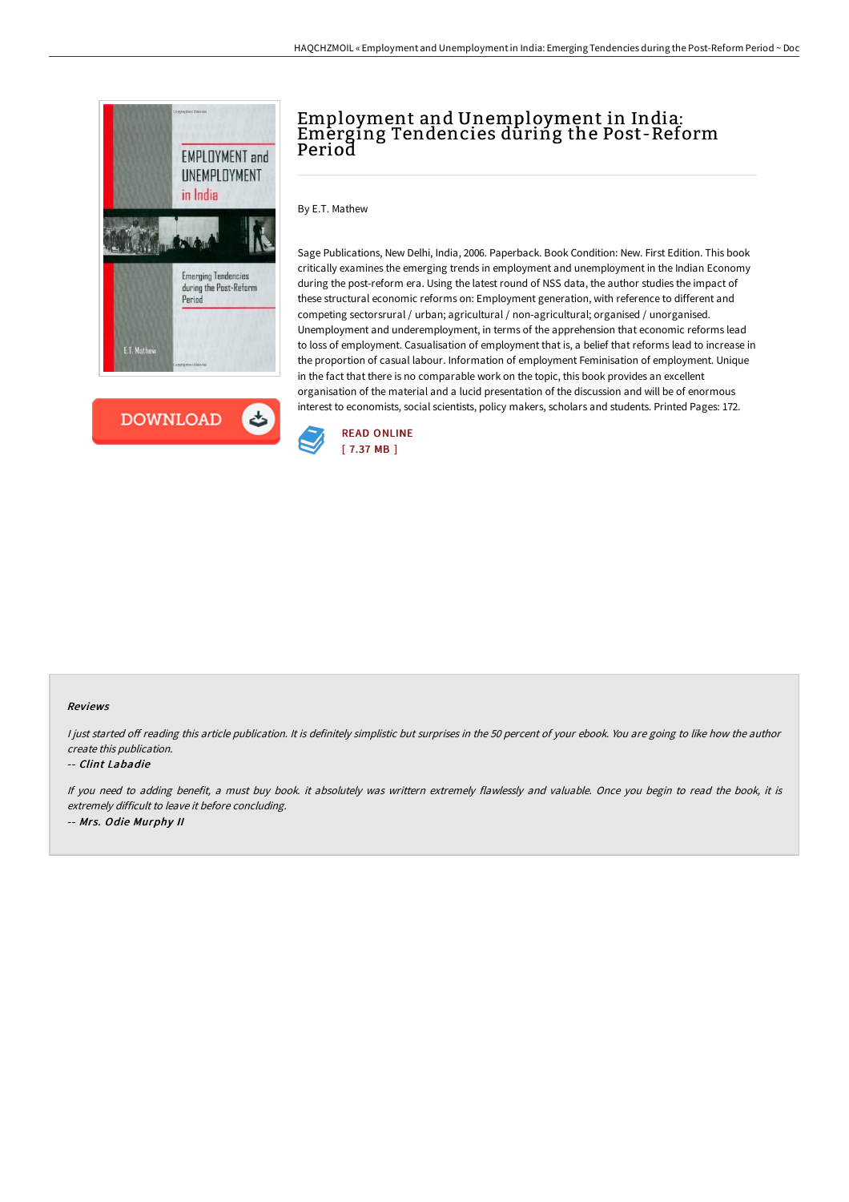# Employment and Unemployment in India: Emerging Tendencies during the Post-Reform Period

By E.T. Mathew

Sage Publications, New Delhi, India, 2006. Paperback. Book Condition: New. First Edition. This book critically examines the emerging trends in employment and unemployment in the Indian Economy during the post-reform era. Using the latest round of NSS data, the author studies the impact of these structural economic reforms on: Employment generation, with reference to different and competing sectorsrural / urban; agricultural / non-agricultural; organised / unorganised. Unemployment and underemployment, in terms of the apprehension that economic reforms lead to loss of employment. Casualisation of employment that is, a belief that reforms lead to increase in the proportion of casual labour. Information of employment Feminisation of employment. Unique in the fact that there is no comparable work on the topic, this book provides an excellent organisation of the material and a lucid presentation of the discussion and will be of enormous interest to economists, social scientists, policy makers, scholars and students. Printed Pages: 172.

READ ONLINE
[ 7.37 MB ]

#### Reviews

*I just started off reading this article publication. It is definitely simplistic but surprises in the 50 percent of your ebook. You are going to like how the author create this publication.*

-- *Clint Labadie*

*If you need to adding benefit, a must buy book. it absolutely was writtern extremely flawlessly and valuable. Once you begin to read the book, it is extremely difficult to leave it before concluding.*

-- *Mrs. Odie Murphy II*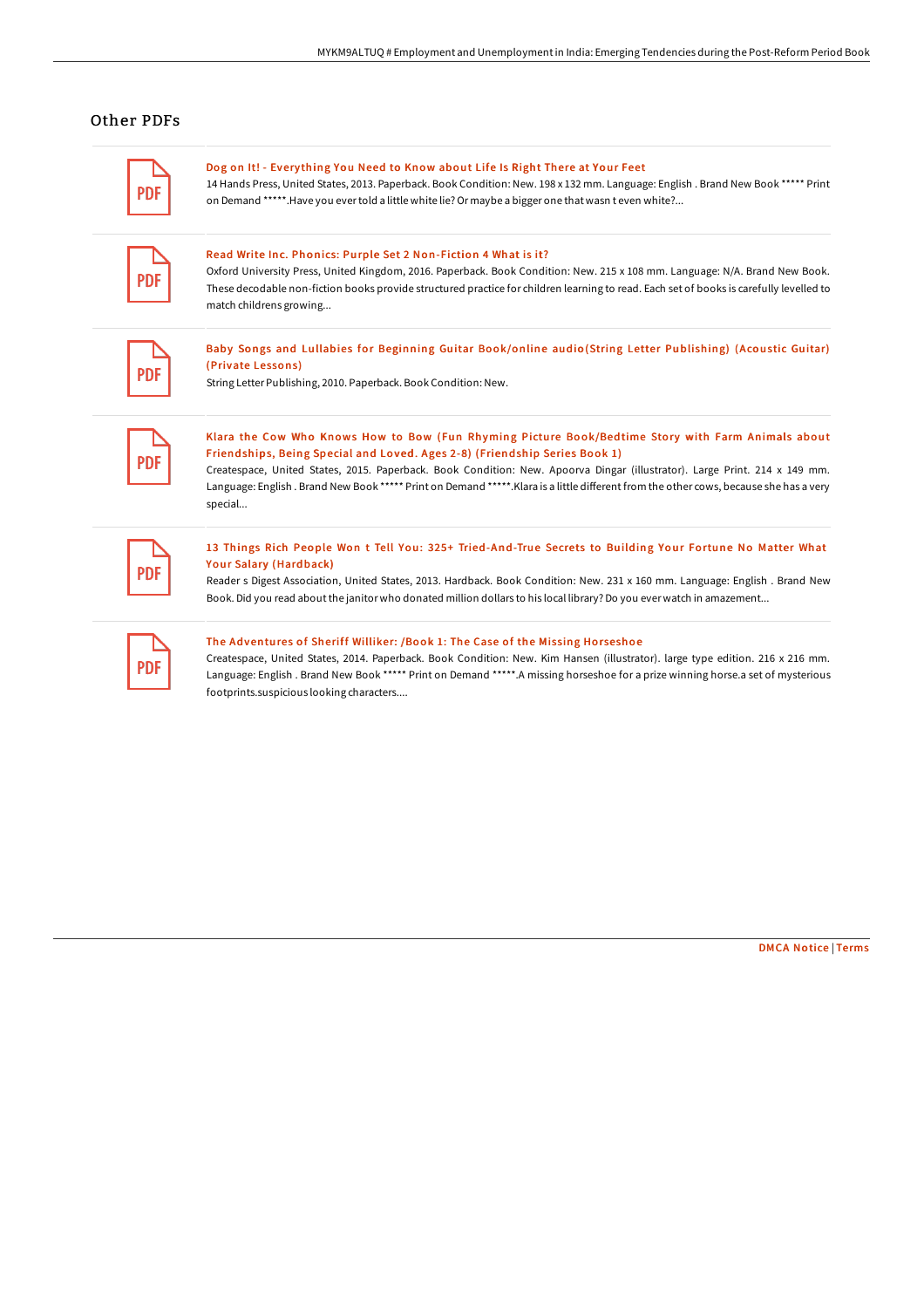## Other PDFs

PDF

### Dog on It! - Everything You Need to Know about Life Is Right There at Your Feet

14 Hands Press, United States, 2013. Paperback. Book Condition: New. 198 x 132 mm. Language: English . Brand New Book ***** Print on Demand *****.Have you ever told a little white lie? Or maybe a bigger one that wasn t even white?...

PDF

### Read Write Inc. Phonics: Purple Set 2 Non-Fiction 4 What is it?

Oxford University Press, United Kingdom, 2016. Paperback. Book Condition: New. 215 x 108 mm. Language: N/A. Brand New Book. These decodable non-fiction books provide structured practice for children learning to read. Each set of books is carefully levelled to match childrens growing...

PDF

### Baby Songs and Lullabies for Beginning Guitar Book/online audio(String Letter Publishing) (Acoustic Guitar) (Private Lessons)

String Letter Publishing, 2010. Paperback. Book Condition: New.

PDF

### Klara the Cow Who Knows How to Bow (Fun Rhyming Picture Book/Bedtime Story with Farm Animals about Friendships, Being Special and Loved. Ages 2-8) (Friendship Series Book 1)

Createspace, United States, 2015. Paperback. Book Condition: New. Apoorva Dingar (illustrator). Large Print. 214 x 149 mm. Language: English . Brand New Book ***** Print on Demand *****.Klara is a little different from the other cows, because she has a very special...

PDF

### 13 Things Rich People Won t Tell You: 325+ Tried-And-True Secrets to Building Your Fortune No Matter What Your Salary (Hardback)

Reader s Digest Association, United States, 2013. Hardback. Book Condition: New. 231 x 160 mm. Language: English . Brand New Book. Did you read about the janitor who donated million dollars to his local library? Do you ever watch in amazement...

PDF

### The Adventures of Sheriff Williker: /Book 1: The Case of the Missing Horseshoe

Createspace, United States, 2014. Paperback. Book Condition: New. Kim Hansen (illustrator). large type edition. 216 x 216 mm. Language: English . Brand New Book ***** Print on Demand *****.A missing horseshoe for a prize winning horse.a set of mysterious footprints.suspicious looking characters....

DMCA Notice | Terms